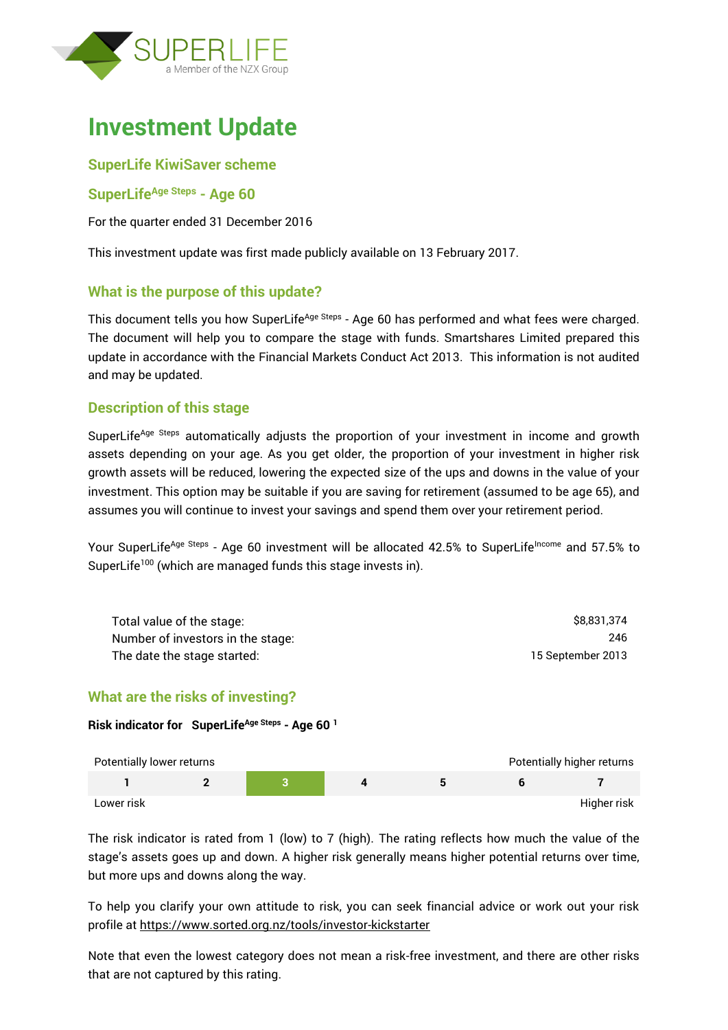SUPERLIFE
a Member of the NZX Group

# Investment Update

## SuperLife KiwiSaver scheme

## SuperLife[Age Steps] - Age 60

For the quarter ended 31 December 2016

This investment update was first made publicly available on 13 February 2017.

## What is the purpose of this update?

This document tells you how SuperLife[Age Steps] - Age 60 has performed and what fees were charged. The document will help you to compare the stage with funds. Smartshares Limited prepared this update in accordance with the Financial Markets Conduct Act 2013. This information is not audited and may be updated.

## Description of this stage

SuperLife[Age Steps] automatically adjusts the proportion of your investment in income and growth assets depending on your age. As you get older, the proportion of your investment in higher risk growth assets will be reduced, lowering the expected size of the ups and downs in the value of your investment. This option may be suitable if you are saving for retirement (assumed to be age 65), and assumes you will continue to invest your savings and spend them over your retirement period.

Your SuperLife[Age Steps] - Age 60 investment will be allocated 42.5% to SuperLife[Income] and 57.5% to SuperLife[100] (which are managed funds this stage invests in).

| | |
|---|---|
| Total value of the stage: | $8,831,374 |
| Number of investors in the stage: | 246 |
| The date the stage started: | 15 September 2013 |

## What are the risks of investing?

**Risk indicator for SuperLife[Age Steps] - Age 60 [1]**

Potentially lower returns — Potentially higher returns

| 1 | 2 | **3** | 4 | 5 | 6 | 7 |
|---|---|---|---|---|---|---|

Lower risk — Higher risk

The risk indicator is rated from 1 (low) to 7 (high). The rating reflects how much the value of the stage's assets goes up and down. A higher risk generally means higher potential returns over time, but more ups and downs along the way.

To help you clarify your own attitude to risk, you can seek financial advice or work out your risk profile at https://www.sorted.org.nz/tools/investor-kickstarter

Note that even the lowest category does not mean a risk-free investment, and there are other risks that are not captured by this rating.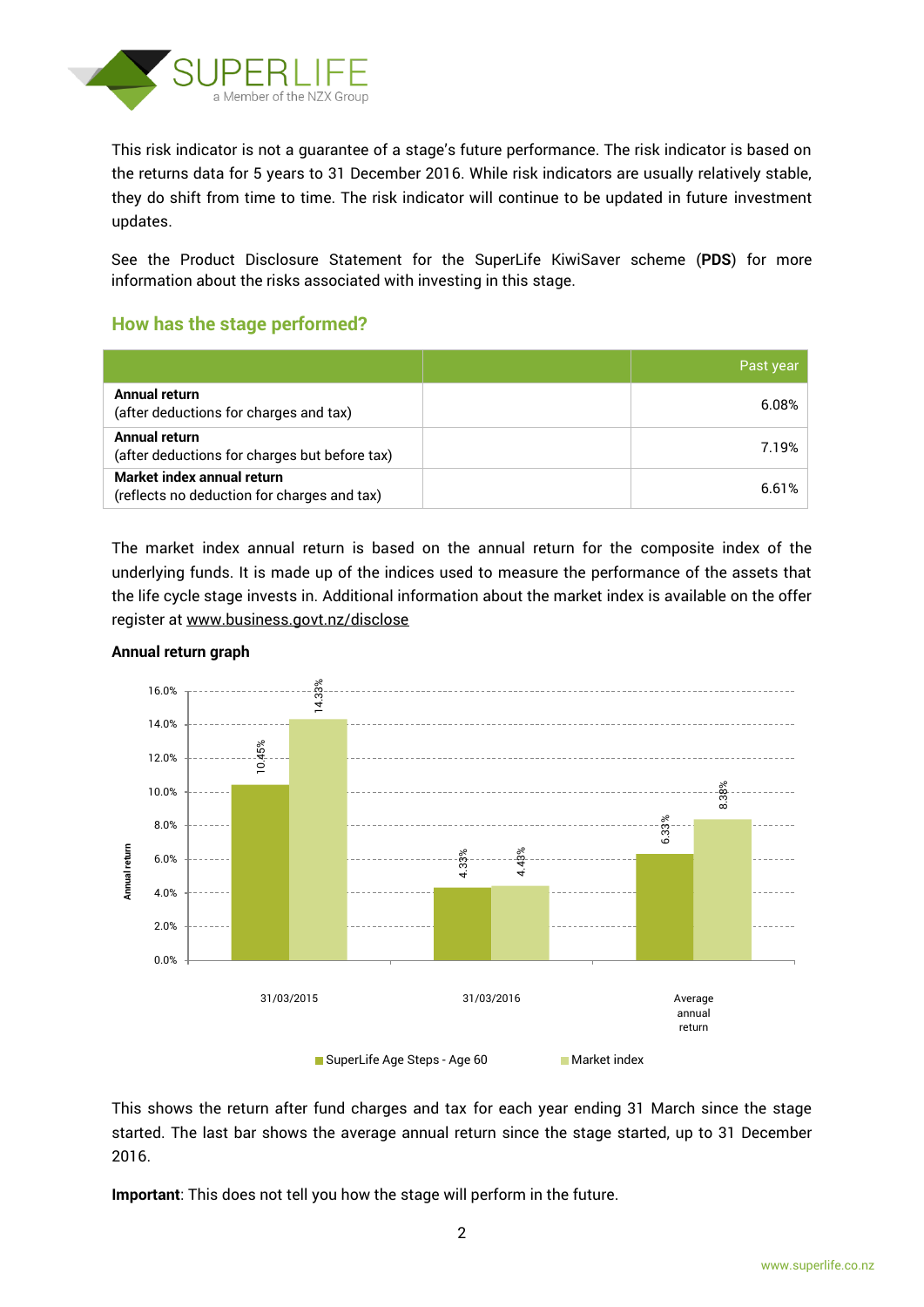This risk indicator is not a guarantee of a stage's future performance. The risk indicator is based on the returns data for 5 years to 31 December 2016. While risk indicators are usually relatively stable, they do shift from time to time. The risk indicator will continue to be updated in future investment updates.

See the Product Disclosure Statement for the SuperLife KiwiSaver scheme (**PDS**) for more information about the risks associated with investing in this stage.

## How has the stage performed?

| | | Past year |
|---|---|---|
| **Annual return** (after deductions for charges and tax) | | 6.08% |
| **Annual return** (after deductions for charges but before tax) | | 7.19% |
| **Market index annual return** (reflects no deduction for charges and tax) | | 6.61% |

The market index annual return is based on the annual return for the composite index of the underlying funds. It is made up of the indices used to measure the performance of the assets that the life cycle stage invests in. Additional information about the market index is available on the offer register at www.business.govt.nz/disclose

**Annual return graph**

| Annual return | SuperLife Age Steps - Age 60 | Market index |
|---|---|---|
| 31/03/2015 | 10.45% | 14.33% |
| 31/03/2016 | 4.33% | 4.43% |
| Average annual return | 6.33% | 8.38% |

This shows the return after fund charges and tax for each year ending 31 March since the stage started. The last bar shows the average annual return since the stage started, up to 31 December 2016.

**Important**: This does not tell you how the stage will perform in the future.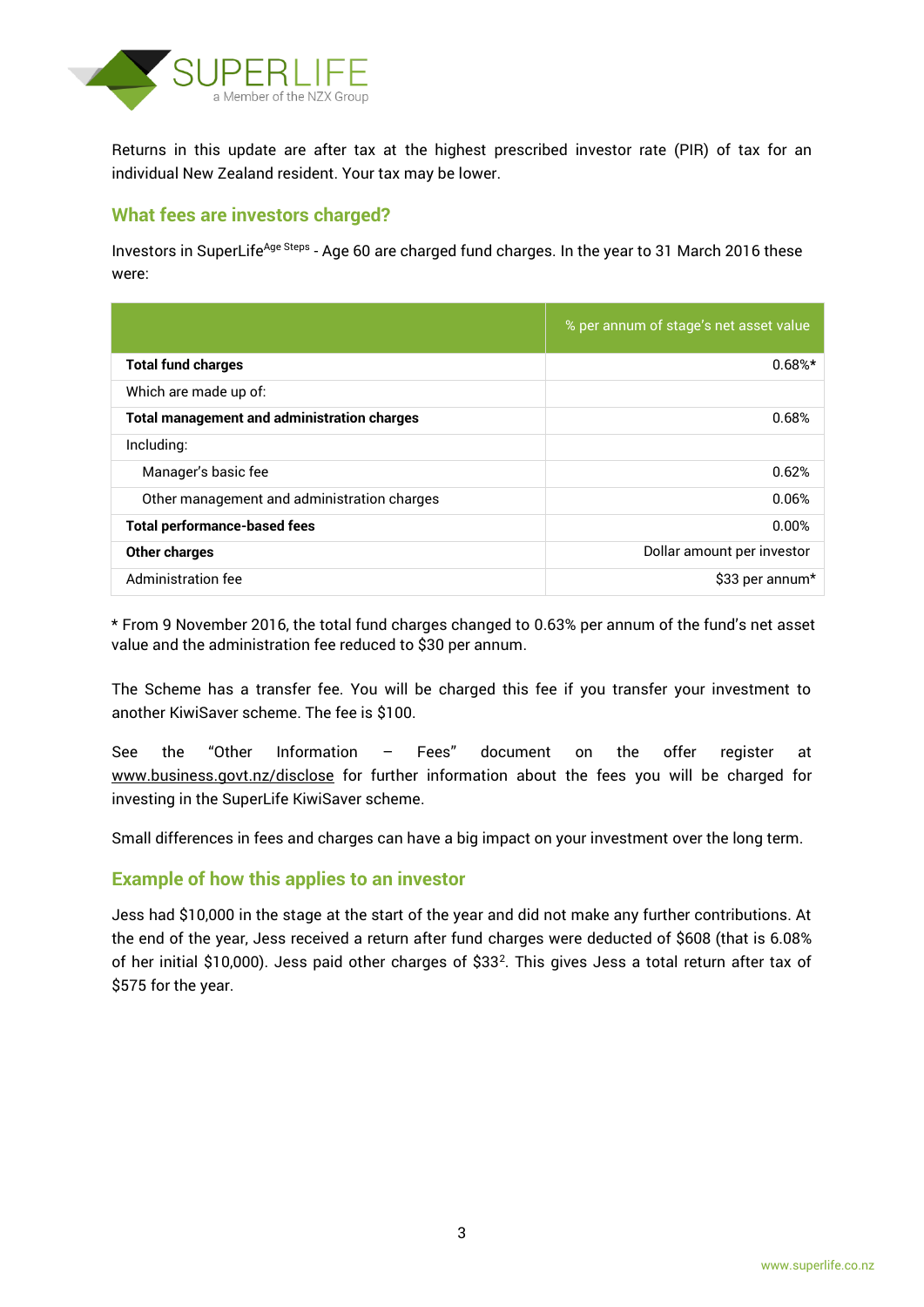Returns in this update are after tax at the highest prescribed investor rate (PIR) of tax for an individual New Zealand resident. Your tax may be lower.

## What fees are investors charged?

Investors in SuperLife[Age Steps] - Age 60 are charged fund charges. In the year to 31 March 2016 these were:

| | % per annum of stage's net asset value |
|---|---|
| **Total fund charges** | 0.68%* |
| Which are made up of: | |
| **Total management and administration charges** | 0.68% |
| Including: | |
| Manager's basic fee | 0.62% |
| Other management and administration charges | 0.06% |
| **Total performance-based fees** | 0.00% |
| **Other charges** | Dollar amount per investor |
| Administration fee | $33 per annum* |

* From 9 November 2016, the total fund charges changed to 0.63% per annum of the fund's net asset value and the administration fee reduced to $30 per annum.

The Scheme has a transfer fee. You will be charged this fee if you transfer your investment to another KiwiSaver scheme. The fee is $100.

See the "Other Information – Fees" document on the offer register at www.business.govt.nz/disclose for further information about the fees you will be charged for investing in the SuperLife KiwiSaver scheme.

Small differences in fees and charges can have a big impact on your investment over the long term.

## Example of how this applies to an investor

Jess had $10,000 in the stage at the start of the year and did not make any further contributions. At the end of the year, Jess received a return after fund charges were deducted of $608 (that is 6.08% of her initial $10,000). Jess paid other charges of $33[2]. This gives Jess a total return after tax of $575 for the year.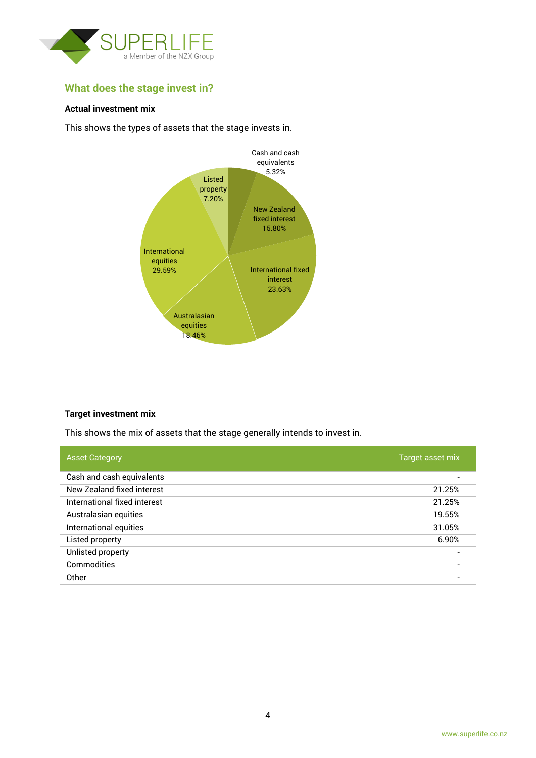## What does the stage invest in?

### Actual investment mix

This shows the types of assets that the stage invests in.

Cash and cash equivalents 5.32%
New Zealand fixed interest 15.80%
International fixed interest 23.63%
Australasian equities 18.46%
International equities 29.59%
Listed property 7.20%

### Target investment mix

This shows the mix of assets that the stage generally intends to invest in.

| Asset Category | Target asset mix |
| --- | ---: |
| Cash and cash equivalents | - |
| New Zealand fixed interest | 21.25% |
| International fixed interest | 21.25% |
| Australasian equities | 19.55% |
| International equities | 31.05% |
| Listed property | 6.90% |
| Unlisted property | - |
| Commodities | - |
| Other | - |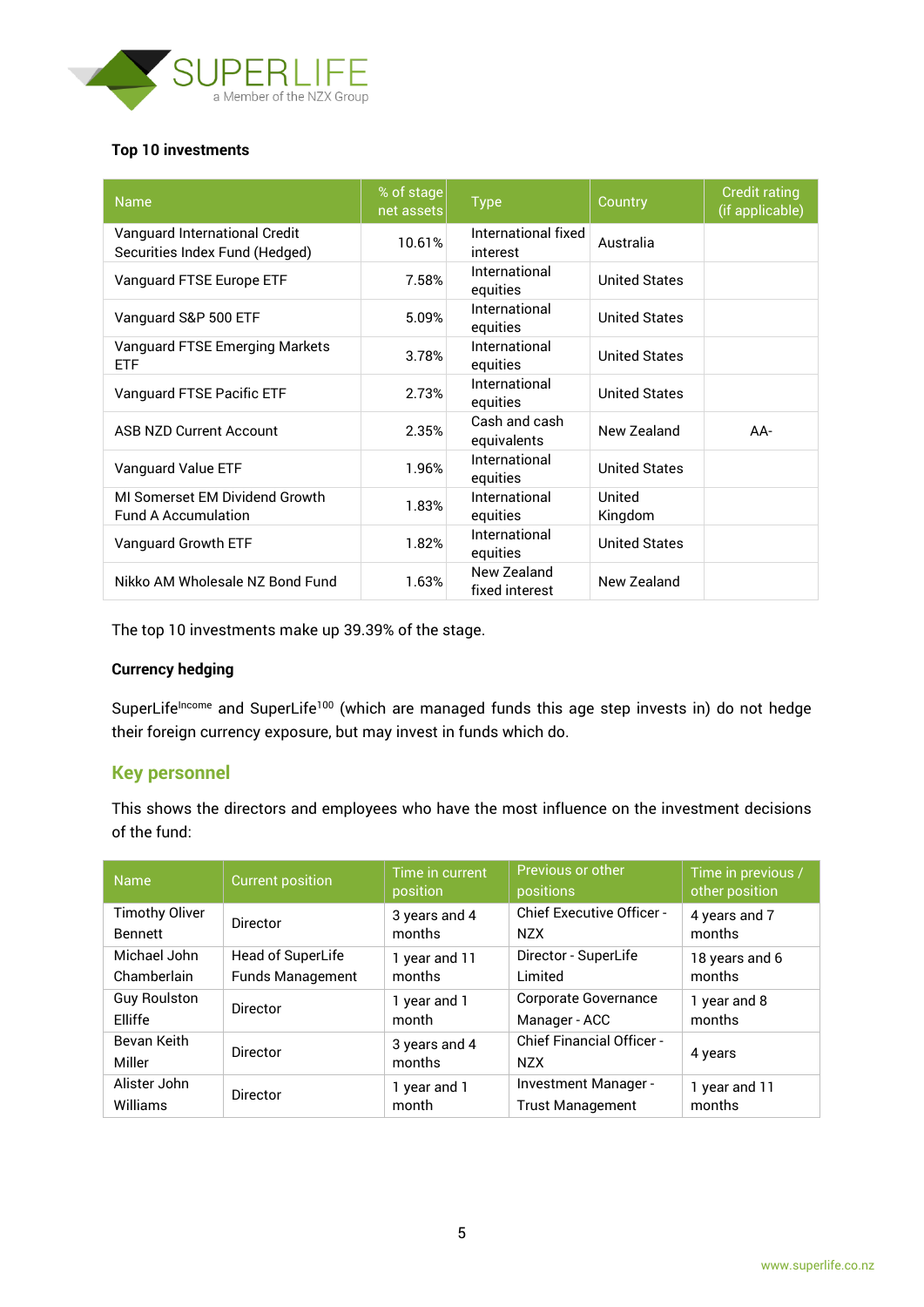### Top 10 investments

| Name | % of stage net assets | Type | Country | Credit rating (if applicable) |
|---|---|---|---|---|
| Vanguard International Credit Securities Index Fund (Hedged) | 10.61% | International fixed interest | Australia | |
| Vanguard FTSE Europe ETF | 7.58% | International equities | United States | |
| Vanguard S&P 500 ETF | 5.09% | International equities | United States | |
| Vanguard FTSE Emerging Markets ETF | 3.78% | International equities | United States | |
| Vanguard FTSE Pacific ETF | 2.73% | International equities | United States | |
| ASB NZD Current Account | 2.35% | Cash and cash equivalents | New Zealand | AA- |
| Vanguard Value ETF | 1.96% | International equities | United States | |
| MI Somerset EM Dividend Growth Fund A Accumulation | 1.83% | International equities | United Kingdom | |
| Vanguard Growth ETF | 1.82% | International equities | United States | |
| Nikko AM Wholesale NZ Bond Fund | 1.63% | New Zealand fixed interest | New Zealand | |

The top 10 investments make up 39.39% of the stage.

### Currency hedging

SuperLife[Income] and SuperLife[100] (which are managed funds this age step invests in) do not hedge their foreign currency exposure, but may invest in funds which do.

## Key personnel

This shows the directors and employees who have the most influence on the investment decisions of the fund:

| Name | Current position | Time in current position | Previous or other positions | Time in previous / other position |
|---|---|---|---|---|
| Timothy Oliver Bennett | Director | 3 years and 4 months | Chief Executive Officer - NZX | 4 years and 7 months |
| Michael John Chamberlain | Head of SuperLife Funds Management | 1 year and 11 months | Director - SuperLife Limited | 18 years and 6 months |
| Guy Roulston Elliffe | Director | 1 year and 1 month | Corporate Governance Manager - ACC | 1 year and 8 months |
| Bevan Keith Miller | Director | 3 years and 4 months | Chief Financial Officer - NZX | 4 years |
| Alister John Williams | Director | 1 year and 1 month | Investment Manager - Trust Management | 1 year and 11 months |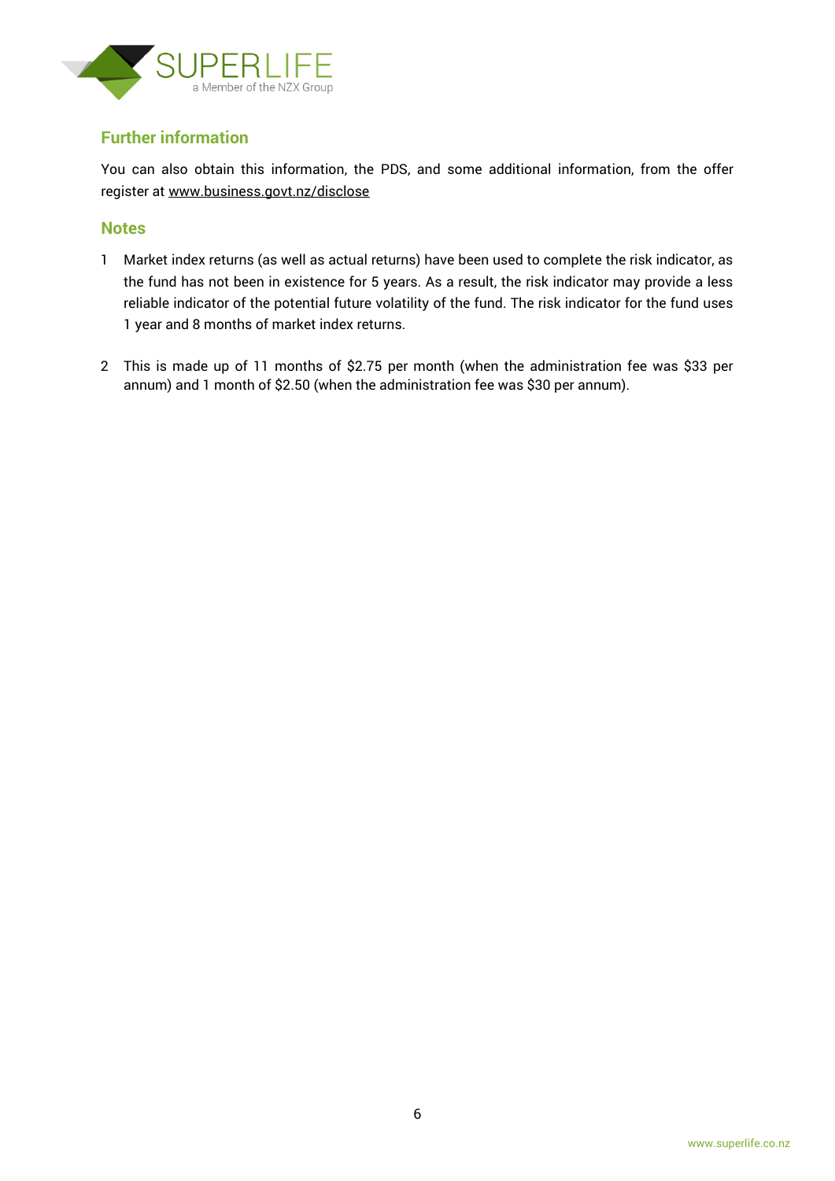## Further information

You can also obtain this information, the PDS, and some additional information, from the offer register at www.business.govt.nz/disclose

## Notes

1. Market index returns (as well as actual returns) have been used to complete the risk indicator, as the fund has not been in existence for 5 years. As a result, the risk indicator may provide a less reliable indicator of the potential future volatility of the fund. The risk indicator for the fund uses 1 year and 8 months of market index returns.

2. This is made up of 11 months of $2.75 per month (when the administration fee was $33 per annum) and 1 month of $2.50 (when the administration fee was $30 per annum).